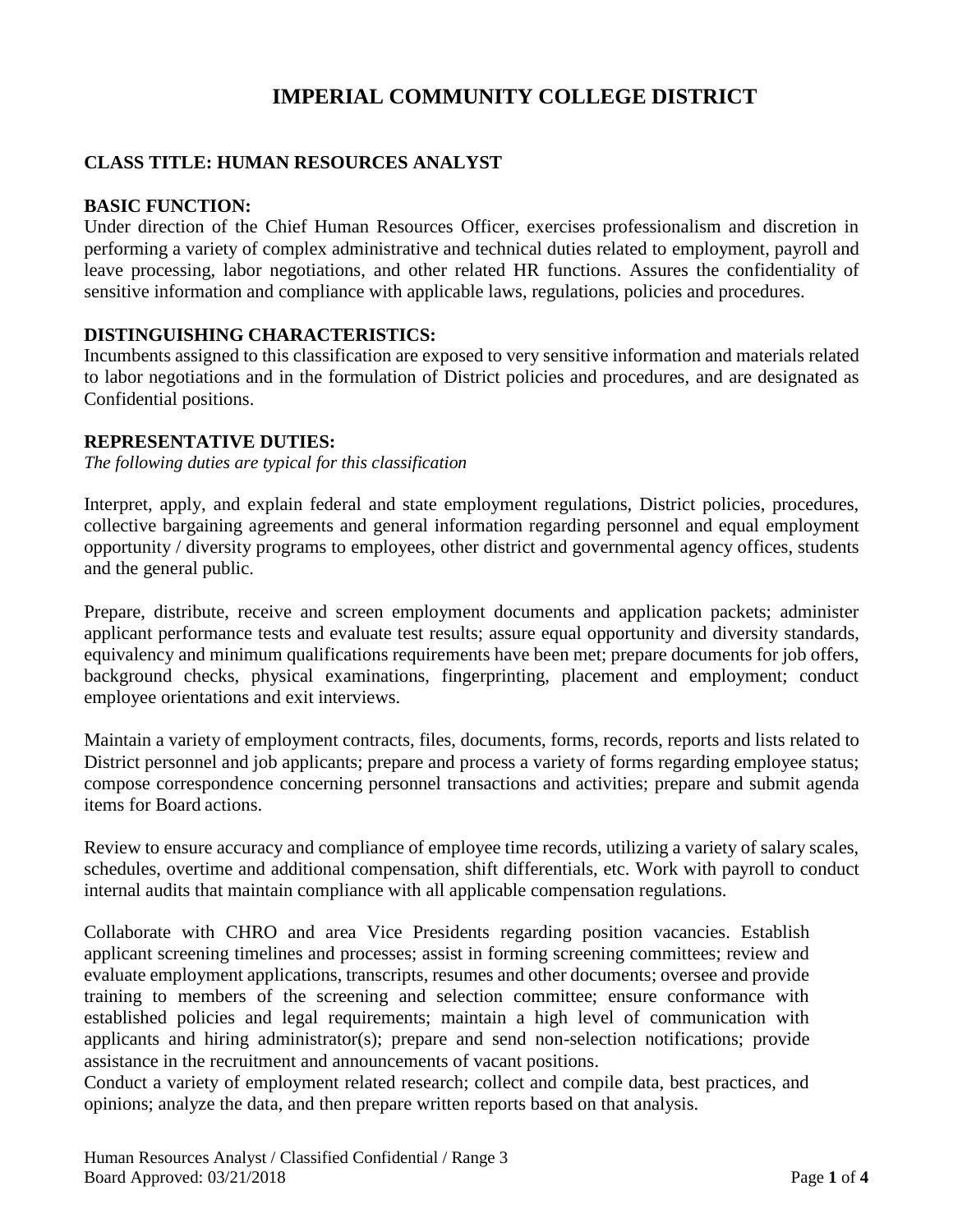# IMPERIAL COMMUNITY COLLEGE DISTRICT

## CLASS TITLE: HUMAN RESOURCES ANALYST

### BASIC FUNCTION:

Under direction of the Chief Human Resources Officer, exercises professionalism and discretion in performing a variety of complex administrative and technical duties related to employment, payroll and leave processing, labor negotiations, and other related HR functions. Assures the confidentiality of sensitive information and compliance with applicable laws, regulations, policies and procedures.

### DISTINGUISHING CHARACTERISTICS:

Incumbents assigned to this classification are exposed to very sensitive information and materials related to labor negotiations and in the formulation of District policies and procedures, and are designated as Confidential positions.

### REPRESENTATIVE DUTIES:

*The following duties are typical for this classification*

Interpret, apply, and explain federal and state employment regulations, District policies, procedures, collective bargaining agreements and general information regarding personnel and equal employment opportunity / diversity programs to employees, other district and governmental agency offices, students and the general public.

Prepare, distribute, receive and screen employment documents and application packets; administer applicant performance tests and evaluate test results; assure equal opportunity and diversity standards, equivalency and minimum qualifications requirements have been met; prepare documents for job offers, background checks, physical examinations, fingerprinting, placement and employment; conduct employee orientations and exit interviews.

Maintain a variety of employment contracts, files, documents, forms, records, reports and lists related to District personnel and job applicants; prepare and process a variety of forms regarding employee status; compose correspondence concerning personnel transactions and activities; prepare and submit agenda items for Board actions.

Review to ensure accuracy and compliance of employee time records, utilizing a variety of salary scales, schedules, overtime and additional compensation, shift differentials, etc. Work with payroll to conduct internal audits that maintain compliance with all applicable compensation regulations.

Collaborate with CHRO and area Vice Presidents regarding position vacancies. Establish applicant screening timelines and processes; assist in forming screening committees; review and evaluate employment applications, transcripts, resumes and other documents; oversee and provide training to members of the screening and selection committee; ensure conformance with established policies and legal requirements; maintain a high level of communication with applicants and hiring administrator(s); prepare and send non-selection notifications; provide assistance in the recruitment and announcements of vacant positions.

Conduct a variety of employment related research; collect and compile data, best practices, and opinions; analyze the data, and then prepare written reports based on that analysis.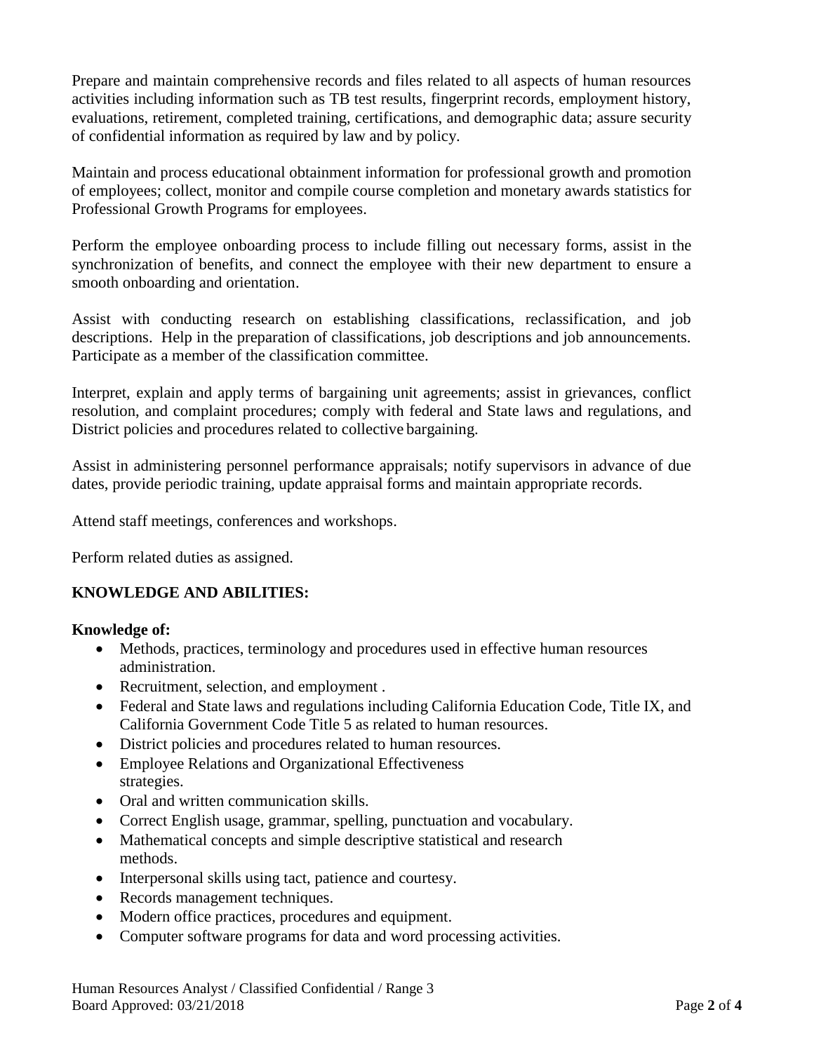Prepare and maintain comprehensive records and files related to all aspects of human resources activities including information such as TB test results, fingerprint records, employment history, evaluations, retirement, completed training, certifications, and demographic data; assure security of confidential information as required by law and by policy.

Maintain and process educational obtainment information for professional growth and promotion of employees; collect, monitor and compile course completion and monetary awards statistics for Professional Growth Programs for employees.

Perform the employee onboarding process to include filling out necessary forms, assist in the synchronization of benefits, and connect the employee with their new department to ensure a smooth onboarding and orientation.

Assist with conducting research on establishing classifications, reclassification, and job descriptions. Help in the preparation of classifications, job descriptions and job announcements. Participate as a member of the classification committee.

Interpret, explain and apply terms of bargaining unit agreements; assist in grievances, conflict resolution, and complaint procedures; comply with federal and State laws and regulations, and District policies and procedures related to collective bargaining.

Assist in administering personnel performance appraisals; notify supervisors in advance of due dates, provide periodic training, update appraisal forms and maintain appropriate records.

Attend staff meetings, conferences and workshops.

Perform related duties as assigned.

## KNOWLEDGE AND ABILITIES:

**Knowledge of:**

- Methods, practices, terminology and procedures used in effective human resources administration.
- Recruitment, selection, and employment .
- Federal and State laws and regulations including California Education Code, Title IX, and California Government Code Title 5 as related to human resources.
- District policies and procedures related to human resources.
- Employee Relations and Organizational Effectiveness strategies.
- Oral and written communication skills.
- Correct English usage, grammar, spelling, punctuation and vocabulary.
- Mathematical concepts and simple descriptive statistical and research methods.
- Interpersonal skills using tact, patience and courtesy.
- Records management techniques.
- Modern office practices, procedures and equipment.
- Computer software programs for data and word processing activities.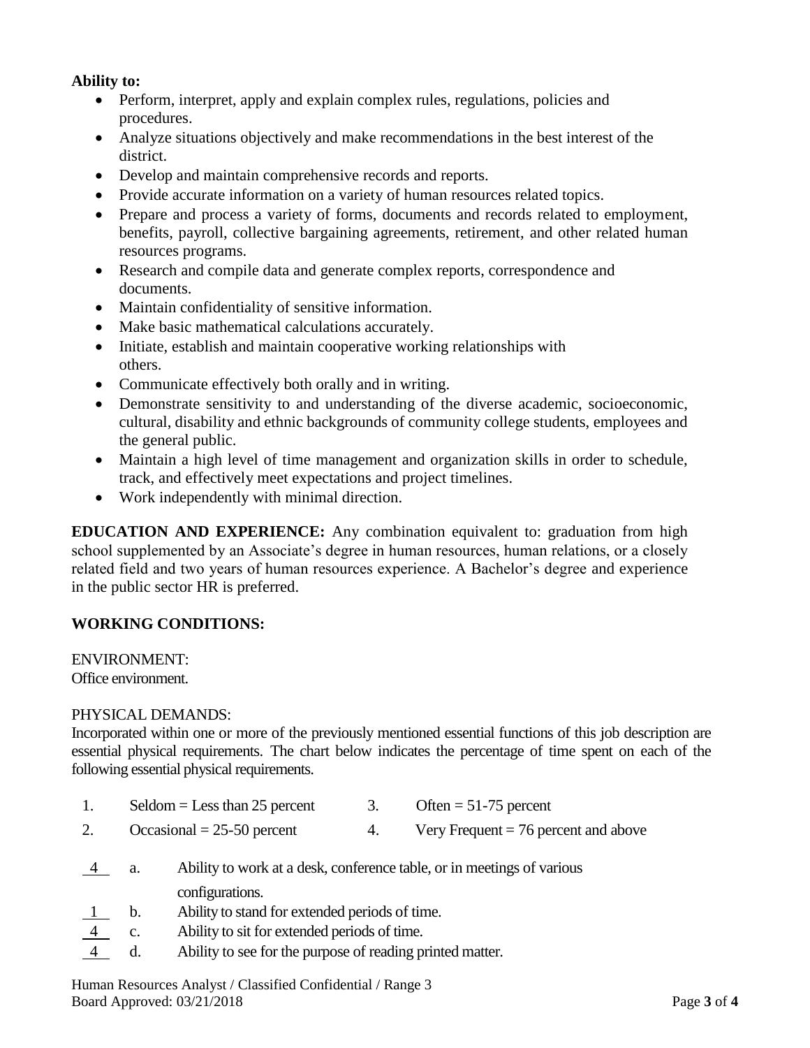**Ability to:**

- Perform, interpret, apply and explain complex rules, regulations, policies and procedures.
- Analyze situations objectively and make recommendations in the best interest of the district.
- Develop and maintain comprehensive records and reports.
- Provide accurate information on a variety of human resources related topics.
- Prepare and process a variety of forms, documents and records related to employment, benefits, payroll, collective bargaining agreements, retirement, and other related human resources programs.
- Research and compile data and generate complex reports, correspondence and documents.
- Maintain confidentiality of sensitive information.
- Make basic mathematical calculations accurately.
- Initiate, establish and maintain cooperative working relationships with others.
- Communicate effectively both orally and in writing.
- Demonstrate sensitivity to and understanding of the diverse academic, socioeconomic, cultural, disability and ethnic backgrounds of community college students, employees and the general public.
- Maintain a high level of time management and organization skills in order to schedule, track, and effectively meet expectations and project timelines.
- Work independently with minimal direction.

**EDUCATION AND EXPERIENCE:** Any combination equivalent to: graduation from high school supplemented by an Associate's degree in human resources, human relations, or a closely related field and two years of human resources experience. A Bachelor's degree and experience in the public sector HR is preferred.

## WORKING CONDITIONS:

ENVIRONMENT:
Office environment.

PHYSICAL DEMANDS:
Incorporated within one or more of the previously mentioned essential functions of this job description are essential physical requirements. The chart below indicates the percentage of time spent on each of the following essential physical requirements.

1. Seldom = Less than 25 percent
2. Occasional = 25-50 percent
3. Often = 51-75 percent
4. Very Frequent = 76 percent and above

4 a. Ability to work at a desk, conference table, or in meetings of various configurations.
1 b. Ability to stand for extended periods of time.
4 c. Ability to sit for extended periods of time.
4 d. Ability to see for the purpose of reading printed matter.

Human Resources Analyst / Classified Confidential / Range 3
Board Approved: 03/21/2018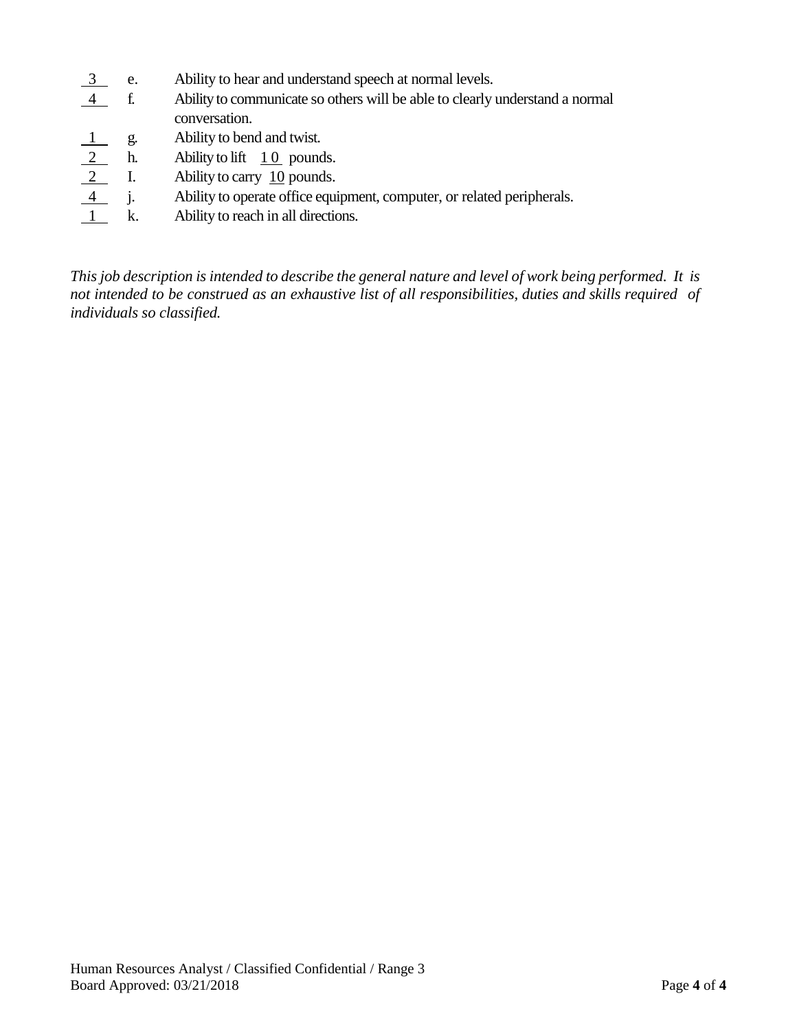3 e. Ability to hear and understand speech at normal levels.

4 f. Ability to communicate so others will be able to clearly understand a normal conversation.

1 g. Ability to bend and twist.

2 h. Ability to lift 10 pounds.

2 I. Ability to carry 10 pounds.

4 j. Ability to operate office equipment, computer, or related peripherals.

1 k. Ability to reach in all directions.

*This job description is intended to describe the general nature and level of work being performed. It is not intended to be construed as an exhaustive list of all responsibilities, duties and skills required of individuals so classified.*